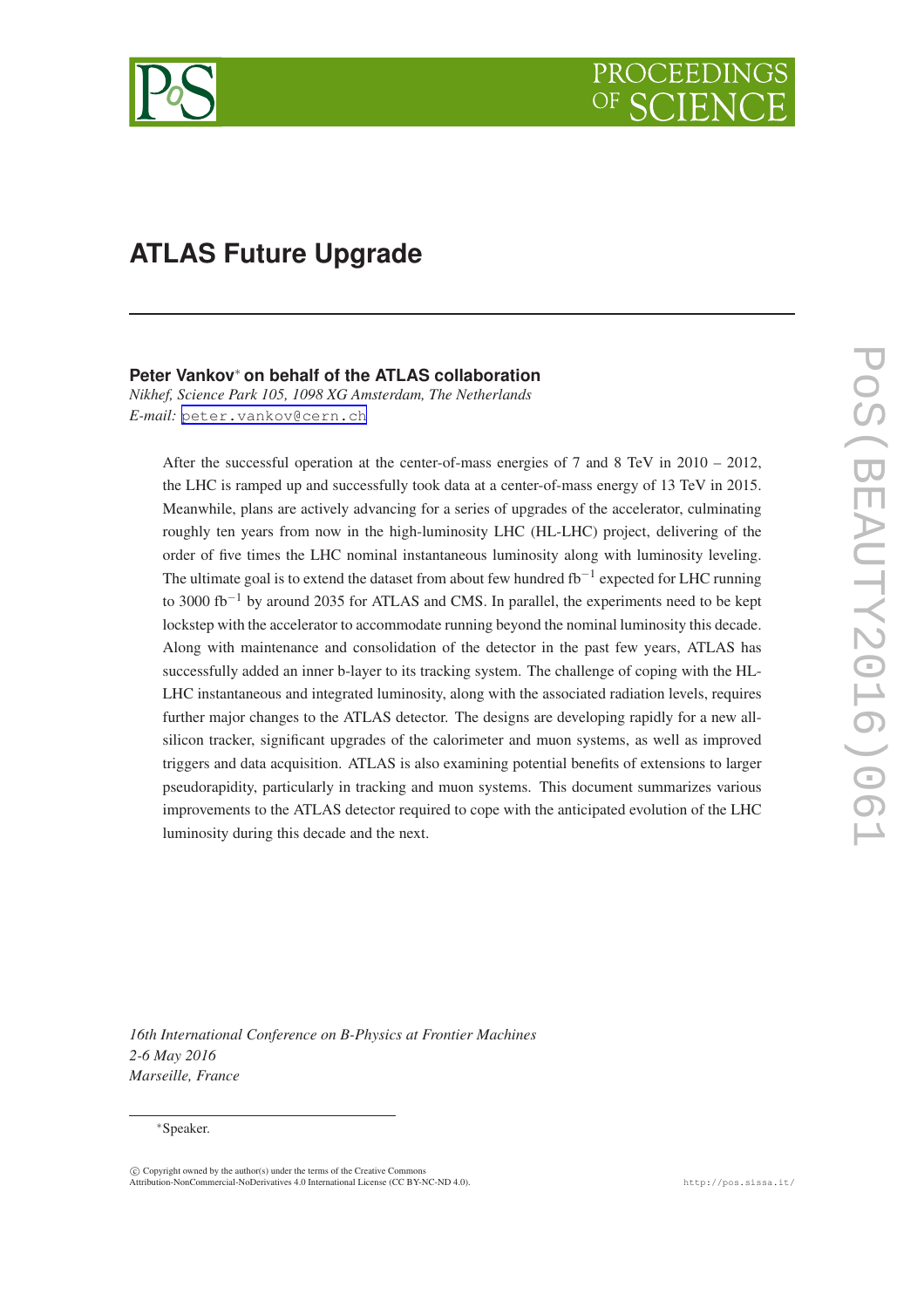# ATLAS Future Upgrade

**Peter Vankov*** **on behalf of the ATLAS collaboration**

*Nikhef, Science Park 105, 1098 XG Amsterdam, The Netherlands*

*E-mail:* peter.vankov@cern.ch

After the successful operation at the center-of-mass energies of 7 and 8 TeV in 2010 – 2012, the LHC is ramped up and successfully took data at a center-of-mass energy of 13 TeV in 2015. Meanwhile, plans are actively advancing for a series of upgrades of the accelerator, culminating roughly ten years from now in the high-luminosity LHC (HL-LHC) project, delivering of the order of five times the LHC nominal instantaneous luminosity along with luminosity leveling. The ultimate goal is to extend the dataset from about few hundred $\text{fb}^{-1}$ expected for LHC running to 3000 $\text{fb}^{-1}$ by around 2035 for ATLAS and CMS. In parallel, the experiments need to be kept lockstep with the accelerator to accommodate running beyond the nominal luminosity this decade. Along with maintenance and consolidation of the detector in the past few years, ATLAS has successfully added an inner b-layer to its tracking system. The challenge of coping with the HL-LHC instantaneous and integrated luminosity, along with the associated radiation levels, requires further major changes to the ATLAS detector. The designs are developing rapidly for a new all-silicon tracker, significant upgrades of the calorimeter and muon systems, as well as improved triggers and data acquisition. ATLAS is also examining potential benefits of extensions to larger pseudorapidity, particularly in tracking and muon systems. This document summarizes various improvements to the ATLAS detector required to cope with the anticipated evolution of the LHC luminosity during this decade and the next.

*16th International Conference on B-Physics at Frontier Machines*
*2-6 May 2016*
*Marseille, France*

*Speaker.

© Copyright owned by the author(s) under the terms of the Creative Commons Attribution-NonCommercial-NoDerivatives 4.0 International License (CC BY-NC-ND 4.0).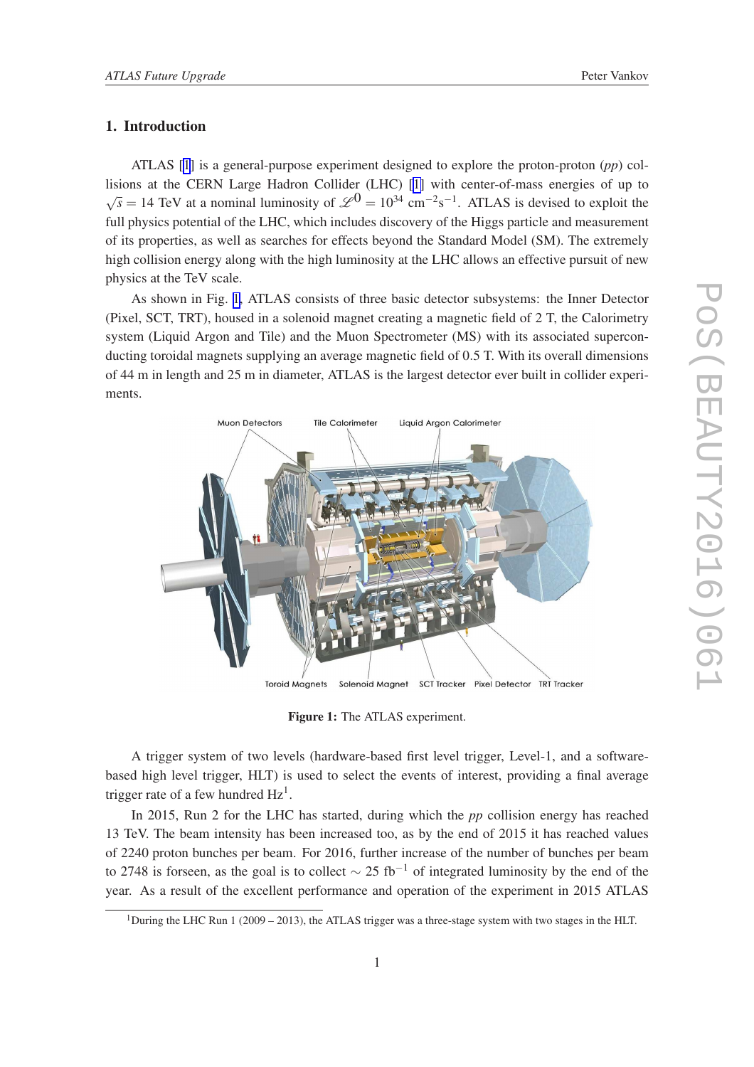## 1. Introduction

ATLAS [1] is a general-purpose experiment designed to explore the proton-proton (*pp*) collisions at the CERN Large Hadron Collider (LHC) [1] with center-of-mass energies of up to $\sqrt{s} = 14$ TeV at a nominal luminosity of $\mathscr{L}^0 = 10^{34}$ cm$^{-2}$s$^{-1}$. ATLAS is devised to exploit the full physics potential of the LHC, which includes discovery of the Higgs particle and measurement of its properties, as well as searches for effects beyond the Standard Model (SM). The extremely high collision energy along with the high luminosity at the LHC allows an effective pursuit of new physics at the TeV scale.

As shown in Fig. 1, ATLAS consists of three basic detector subsystems: the Inner Detector (Pixel, SCT, TRT), housed in a solenoid magnet creating a magnetic field of 2 T, the Calorimetry system (Liquid Argon and Tile) and the Muon Spectrometer (MS) with its associated superconducting toroidal magnets supplying an average magnetic field of 0.5 T. With its overall dimensions of 44 m in length and 25 m in diameter, ATLAS is the largest detector ever built in collider experiments.

**Figure 1:** The ATLAS experiment.

A trigger system of two levels (hardware-based first level trigger, Level-1, and a software-based high level trigger, HLT) is used to select the events of interest, providing a final average trigger rate of a few hundred Hz[1].

In 2015, Run 2 for the LHC has started, during which the *pp* collision energy has reached 13 TeV. The beam intensity has been increased too, as by the end of 2015 it has reached values of 2240 proton bunches per beam. For 2016, further increase of the number of bunches per beam to 2748 is forseen, as the goal is to collect $\sim 25$ fb$^{-1}$ of integrated luminosity by the end of the year. As a result of the excellent performance and operation of the experiment in 2015 ATLAS

[1]During the LHC Run 1 (2009 – 2013), the ATLAS trigger was a three-stage system with two stages in the HLT.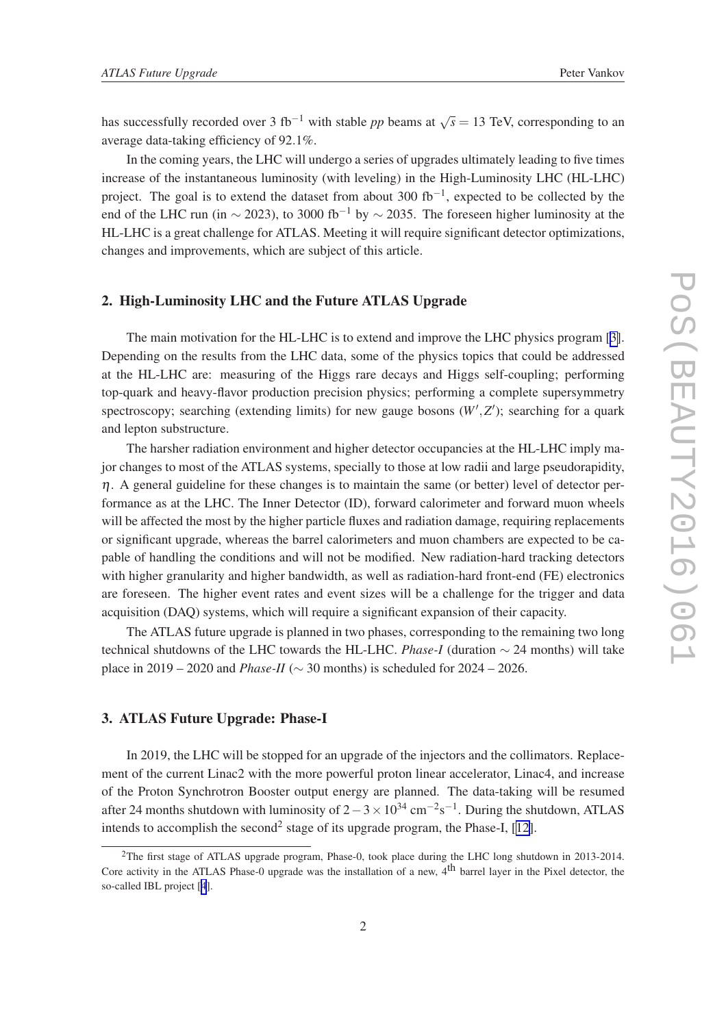has successfully recorded over 3 fb$^{-1}$ with stable $pp$ beams at $\sqrt{s} = 13$ TeV, corresponding to an average data-taking efficiency of 92.1%.

In the coming years, the LHC will undergo a series of upgrades ultimately leading to five times increase of the instantaneous luminosity (with leveling) in the High-Luminosity LHC (HL-LHC) project. The goal is to extend the dataset from about 300 fb$^{-1}$, expected to be collected by the end of the LHC run (in $\sim$ 2023), to 3000 fb$^{-1}$ by $\sim$ 2035. The foreseen higher luminosity at the HL-LHC is a great challenge for ATLAS. Meeting it will require significant detector optimizations, changes and improvements, which are subject of this article.

## 2. High-Luminosity LHC and the Future ATLAS Upgrade

The main motivation for the HL-LHC is to extend and improve the LHC physics program [3]. Depending on the results from the LHC data, some of the physics topics that could be addressed at the HL-LHC are: measuring of the Higgs rare decays and Higgs self-coupling; performing top-quark and heavy-flavor production precision physics; performing a complete supersymmetry spectroscopy; searching (extending limits) for new gauge bosons ($W', Z'$); searching for a quark and lepton substructure.

The harsher radiation environment and higher detector occupancies at the HL-LHC imply major changes to most of the ATLAS systems, specially to those at low radii and large pseudorapidity, $\eta$. A general guideline for these changes is to maintain the same (or better) level of detector performance as at the LHC. The Inner Detector (ID), forward calorimeter and forward muon wheels will be affected the most by the higher particle fluxes and radiation damage, requiring replacements or significant upgrade, whereas the barrel calorimeters and muon chambers are expected to be capable of handling the conditions and will not be modified. New radiation-hard tracking detectors with higher granularity and higher bandwidth, as well as radiation-hard front-end (FE) electronics are foreseen. The higher event rates and event sizes will be a challenge for the trigger and data acquisition (DAQ) systems, which will require a significant expansion of their capacity.

The ATLAS future upgrade is planned in two phases, corresponding to the remaining two long technical shutdowns of the LHC towards the HL-LHC. *Phase-I* (duration $\sim$ 24 months) will take place in 2019 – 2020 and *Phase-II* ($\sim$ 30 months) is scheduled for 2024 – 2026.

## 3. ATLAS Future Upgrade: Phase-I

In 2019, the LHC will be stopped for an upgrade of the injectors and the collimators. Replacement of the current Linac2 with the more powerful proton linear accelerator, Linac4, and increase of the Proton Synchrotron Booster output energy are planned. The data-taking will be resumed after 24 months shutdown with luminosity of $2-3 \times 10^{34}$ cm$^{-2}$s$^{-1}$. During the shutdown, ATLAS intends to accomplish the second[2] stage of its upgrade program, the Phase-I, [12].

[2]The first stage of ATLAS upgrade program, Phase-0, took place during the LHC long shutdown in 2013-2014. Core activity in the ATLAS Phase-0 upgrade was the installation of a new, 4$^{\text{th}}$ barrel layer in the Pixel detector, the so-called IBL project [4].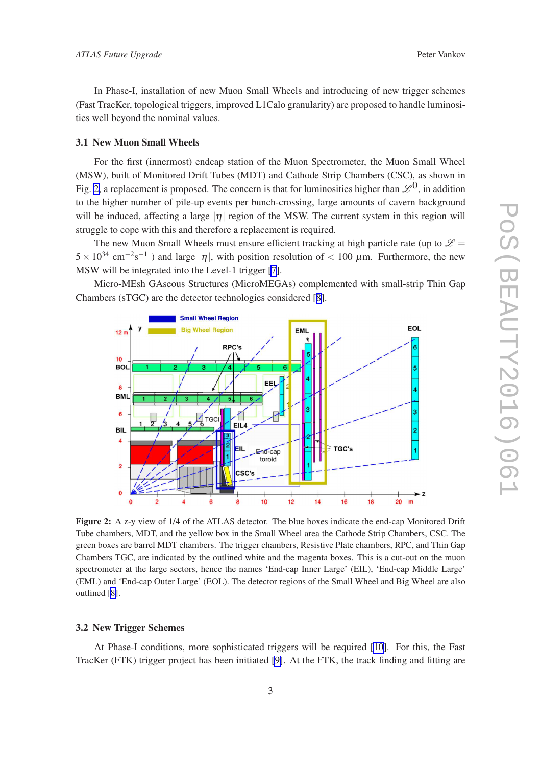In Phase-I, installation of new Muon Small Wheels and introducing of new trigger schemes (Fast TracKer, topological triggers, improved L1Calo granularity) are proposed to handle luminosities well beyond the nominal values.

### 3.1 New Muon Small Wheels

For the first (innermost) endcap station of the Muon Spectrometer, the Muon Small Wheel (MSW), built of Monitored Drift Tubes (MDT) and Cathode Strip Chambers (CSC), as shown in Fig. 2, a replacement is proposed. The concern is that for luminosities higher than $\mathscr{L}^0$, in addition to the higher number of pile-up events per bunch-crossing, large amounts of cavern background will be induced, affecting a large $|\eta|$ region of the MSW. The current system in this region will struggle to cope with this and therefore a replacement is required.

The new Muon Small Wheels must ensure efficient tracking at high particle rate (up to $\mathscr{L} = 5 \times 10^{34}$ cm$^{-2}$s$^{-1}$ ) and large $|\eta|$, with position resolution of $< 100$ $\mu$m. Furthermore, the new MSW will be integrated into the Level-1 trigger [7].

Micro-MEsh GAseous Structures (MicroMEGAs) complemented with small-strip Thin Gap Chambers (sTGC) are the detector technologies considered [8].

**Figure 2:** A z-y view of 1/4 of the ATLAS detector. The blue boxes indicate the end-cap Monitored Drift Tube chambers, MDT, and the yellow box in the Small Wheel area the Cathode Strip Chambers, CSC. The green boxes are barrel MDT chambers. The trigger chambers, Resistive Plate chambers, RPC, and Thin Gap Chambers TGC, are indicated by the outlined white and the magenta boxes. This is a cut-out on the muon spectrometer at the large sectors, hence the names 'End-cap Inner Large' (EIL), 'End-cap Middle Large' (EML) and 'End-cap Outer Large' (EOL). The detector regions of the Small Wheel and Big Wheel are also outlined [8].

### 3.2 New Trigger Schemes

At Phase-I conditions, more sophisticated triggers will be required [10]. For this, the Fast TracKer (FTK) trigger project has been initiated [9]. At the FTK, the track finding and fitting are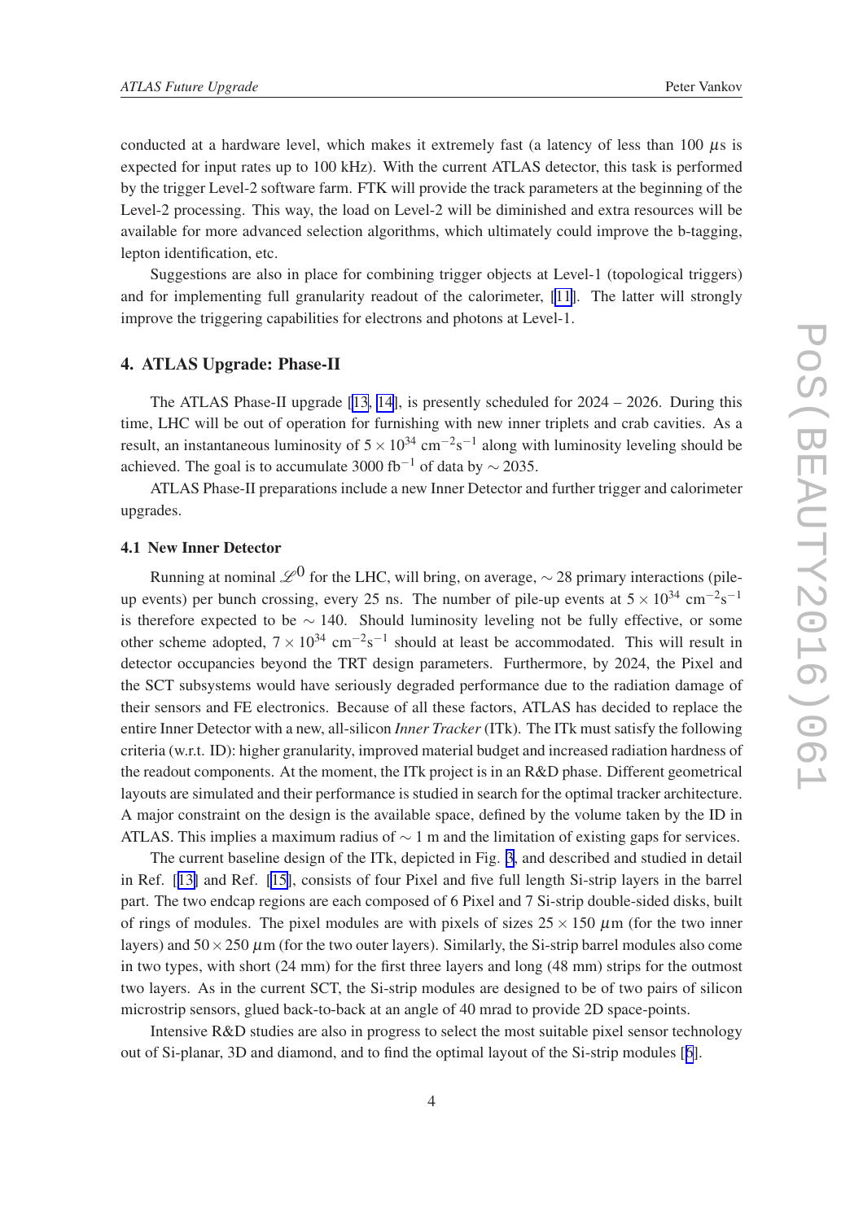conducted at a hardware level, which makes it extremely fast (a latency of less than 100 $\mu$s is expected for input rates up to 100 kHz). With the current ATLAS detector, this task is performed by the trigger Level-2 software farm. FTK will provide the track parameters at the beginning of the Level-2 processing. This way, the load on Level-2 will be diminished and extra resources will be available for more advanced selection algorithms, which ultimately could improve the b-tagging, lepton identification, etc.

Suggestions are also in place for combining trigger objects at Level-1 (topological triggers) and for implementing full granularity readout of the calorimeter, [11]. The latter will strongly improve the triggering capabilities for electrons and photons at Level-1.

## 4. ATLAS Upgrade: Phase-II

The ATLAS Phase-II upgrade [13, 14], is presently scheduled for 2024 – 2026. During this time, LHC will be out of operation for furnishing with new inner triplets and crab cavities. As a result, an instantaneous luminosity of $5 \times 10^{34}$ cm$^{-2}$s$^{-1}$ along with luminosity leveling should be achieved. The goal is to accumulate 3000 fb$^{-1}$ of data by $\sim$ 2035.

ATLAS Phase-II preparations include a new Inner Detector and further trigger and calorimeter upgrades.

### 4.1 New Inner Detector

Running at nominal $\mathscr{L}^0$ for the LHC, will bring, on average, $\sim$ 28 primary interactions (pile-up events) per bunch crossing, every 25 ns. The number of pile-up events at $5 \times 10^{34}$ cm$^{-2}$s$^{-1}$ is therefore expected to be $\sim$ 140. Should luminosity leveling not be fully effective, or some other scheme adopted, $7 \times 10^{34}$ cm$^{-2}$s$^{-1}$ should at least be accommodated. This will result in detector occupancies beyond the TRT design parameters. Furthermore, by 2024, the Pixel and the SCT subsystems would have seriously degraded performance due to the radiation damage of their sensors and FE electronics. Because of all these factors, ATLAS has decided to replace the entire Inner Detector with a new, all-silicon *Inner Tracker* (ITk). The ITk must satisfy the following criteria (w.r.t. ID): higher granularity, improved material budget and increased radiation hardness of the readout components. At the moment, the ITk project is in an R&D phase. Different geometrical layouts are simulated and their performance is studied in search for the optimal tracker architecture. A major constraint on the design is the available space, defined by the volume taken by the ID in ATLAS. This implies a maximum radius of $\sim$ 1 m and the limitation of existing gaps for services.

The current baseline design of the ITk, depicted in Fig. 3, and described and studied in detail in Ref. [13] and Ref. [15], consists of four Pixel and five full length Si-strip layers in the barrel part. The two endcap regions are each composed of 6 Pixel and 7 Si-strip double-sided disks, built of rings of modules. The pixel modules are with pixels of sizes $25 \times 150$ $\mu$m (for the two inner layers) and $50 \times 250$ $\mu$m (for the two outer layers). Similarly, the Si-strip barrel modules also come in two types, with short (24 mm) for the first three layers and long (48 mm) strips for the outmost two layers. As in the current SCT, the Si-strip modules are designed to be of two pairs of silicon microstrip sensors, glued back-to-back at an angle of 40 mrad to provide 2D space-points.

Intensive R&D studies are also in progress to select the most suitable pixel sensor technology out of Si-planar, 3D and diamond, and to find the optimal layout of the Si-strip modules [6].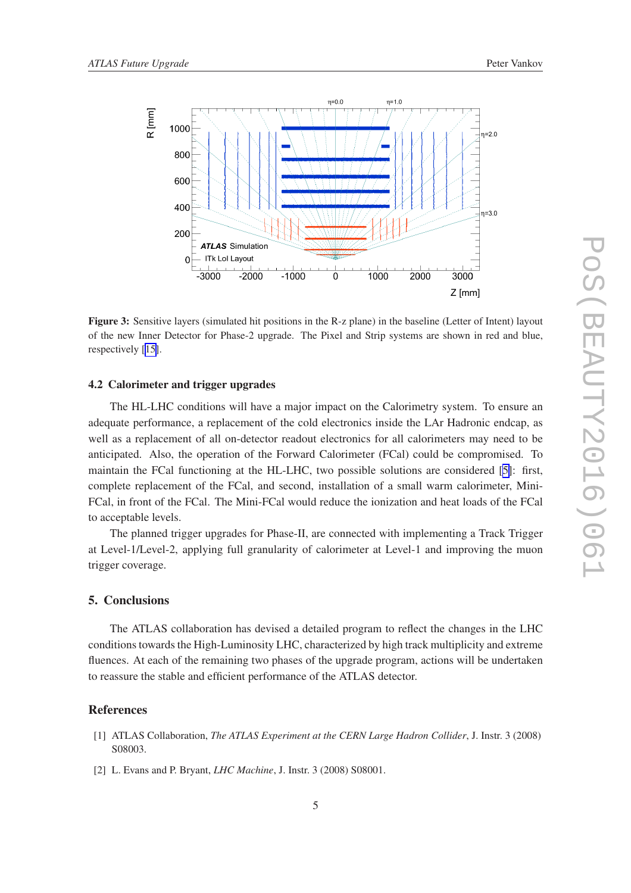**Figure 3:** Sensitive layers (simulated hit positions in the R-z plane) in the baseline (Letter of Intent) layout of the new Inner Detector for Phase-2 upgrade. The Pixel and Strip systems are shown in red and blue, respectively [15].

### 4.2 Calorimeter and trigger upgrades

The HL-LHC conditions will have a major impact on the Calorimetry system. To ensure an adequate performance, a replacement of the cold electronics inside the LAr Hadronic endcap, as well as a replacement of all on-detector readout electronics for all calorimeters may need to be anticipated. Also, the operation of the Forward Calorimeter (FCal) could be compromised. To maintain the FCal functioning at the HL-LHC, two possible solutions are considered [5]: first, complete replacement of the FCal, and second, installation of a small warm calorimeter, Mini-FCal, in front of the FCal. The Mini-FCal would reduce the ionization and heat loads of the FCal to acceptable levels.

The planned trigger upgrades for Phase-II, are connected with implementing a Track Trigger at Level-1/Level-2, applying full granularity of calorimeter at Level-1 and improving the muon trigger coverage.

## 5. Conclusions

The ATLAS collaboration has devised a detailed program to reflect the changes in the LHC conditions towards the High-Luminosity LHC, characterized by high track multiplicity and extreme fluences. At each of the remaining two phases of the upgrade program, actions will be undertaken to reassure the stable and efficient performance of the ATLAS detector.

## References

[1] ATLAS Collaboration, *The ATLAS Experiment at the CERN Large Hadron Collider*, J. Instr. 3 (2008) S08003.

[2] L. Evans and P. Bryant, *LHC Machine*, J. Instr. 3 (2008) S08001.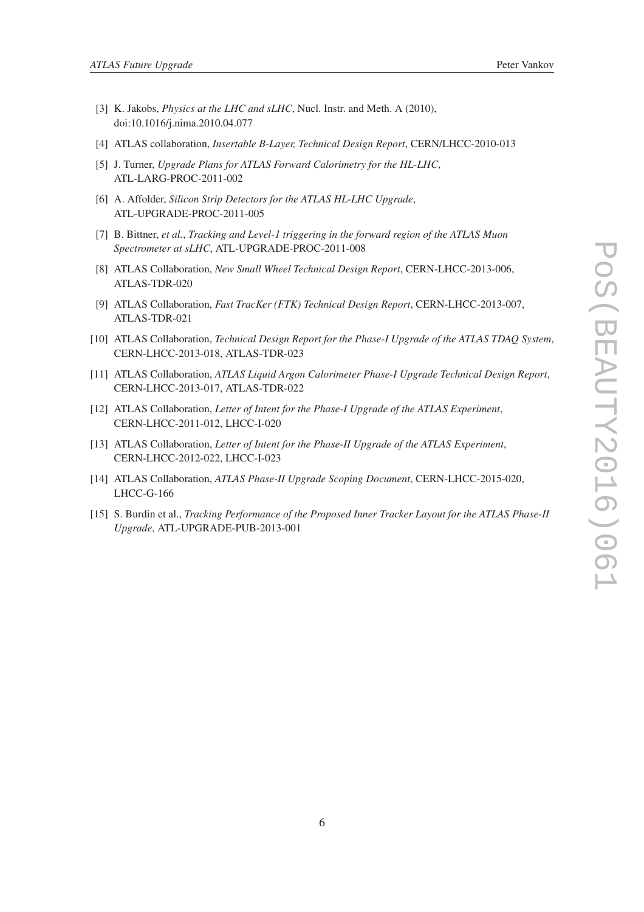[3] K. Jakobs, *Physics at the LHC and sLHC*, Nucl. Instr. and Meth. A (2010), doi:10.1016/j.nima.2010.04.077

[4] ATLAS collaboration, *Insertable B-Layer, Technical Design Report*, CERN/LHCC-2010-013

[5] J. Turner, *Upgrade Plans for ATLAS Forward Calorimetry for the HL-LHC*, ATL-LARG-PROC-2011-002

[6] A. Affolder, *Silicon Strip Detectors for the ATLAS HL-LHC Upgrade*, ATL-UPGRADE-PROC-2011-005

[7] B. Bittner, *et al.*, *Tracking and Level-1 triggering in the forward region of the ATLAS Muon Spectrometer at sLHC*, ATL-UPGRADE-PROC-2011-008

[8] ATLAS Collaboration, *New Small Wheel Technical Design Report*, CERN-LHCC-2013-006, ATLAS-TDR-020

[9] ATLAS Collaboration, *Fast TracKer (FTK) Technical Design Report*, CERN-LHCC-2013-007, ATLAS-TDR-021

[10] ATLAS Collaboration, *Technical Design Report for the Phase-I Upgrade of the ATLAS TDAQ System*, CERN-LHCC-2013-018, ATLAS-TDR-023

[11] ATLAS Collaboration, *ATLAS Liquid Argon Calorimeter Phase-I Upgrade Technical Design Report*, CERN-LHCC-2013-017, ATLAS-TDR-022

[12] ATLAS Collaboration, *Letter of Intent for the Phase-I Upgrade of the ATLAS Experiment*, CERN-LHCC-2011-012, LHCC-I-020

[13] ATLAS Collaboration, *Letter of Intent for the Phase-II Upgrade of the ATLAS Experiment*, CERN-LHCC-2012-022, LHCC-I-023

[14] ATLAS Collaboration, *ATLAS Phase-II Upgrade Scoping Document*, CERN-LHCC-2015-020, LHCC-G-166

[15] S. Burdin et al., *Tracking Performance of the Proposed Inner Tracker Layout for the ATLAS Phase-II Upgrade*, ATL-UPGRADE-PUB-2013-001